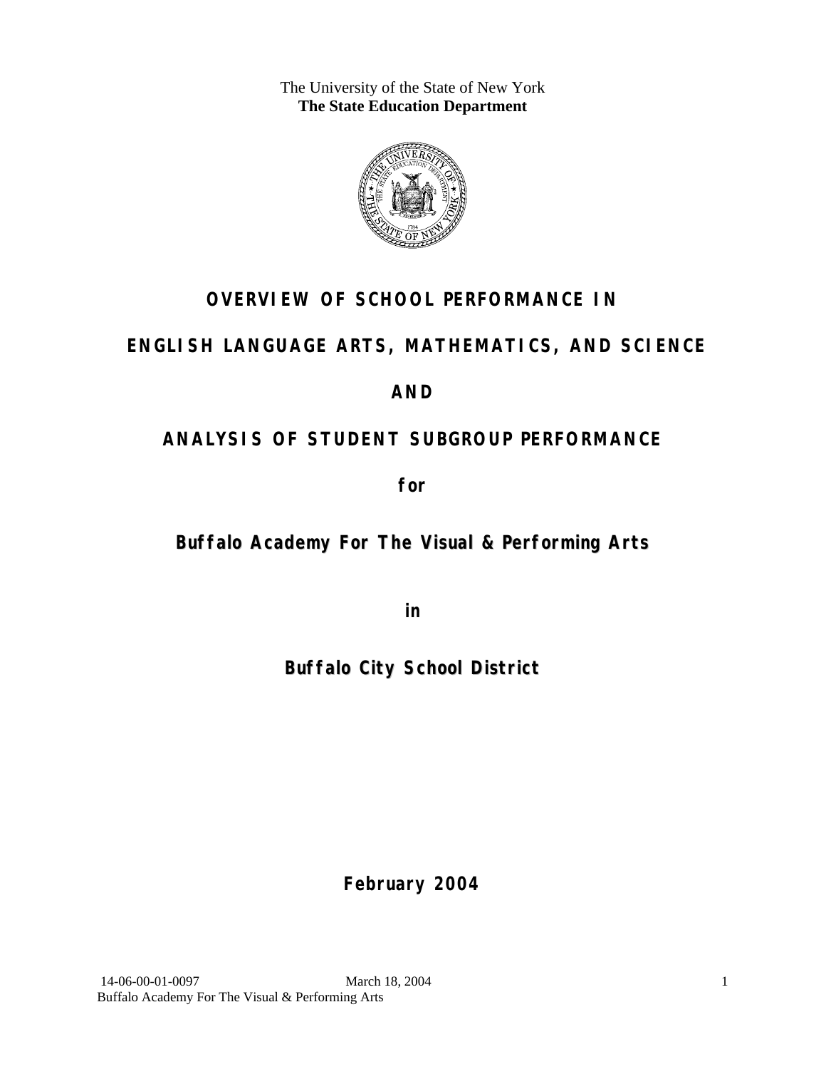The University of the State of New York
**The State Education Department**

# OVERVIEW OF SCHOOL PERFORMANCE IN

# ENGLISH LANGUAGE ARTS, MATHEMATICS, AND SCIENCE

# AND

# ANALYSIS OF STUDENT SUBGROUP PERFORMANCE

**for**

## Buffalo Academy For The Visual & Performing Arts

**in**

## Buffalo City School District

**February 2004**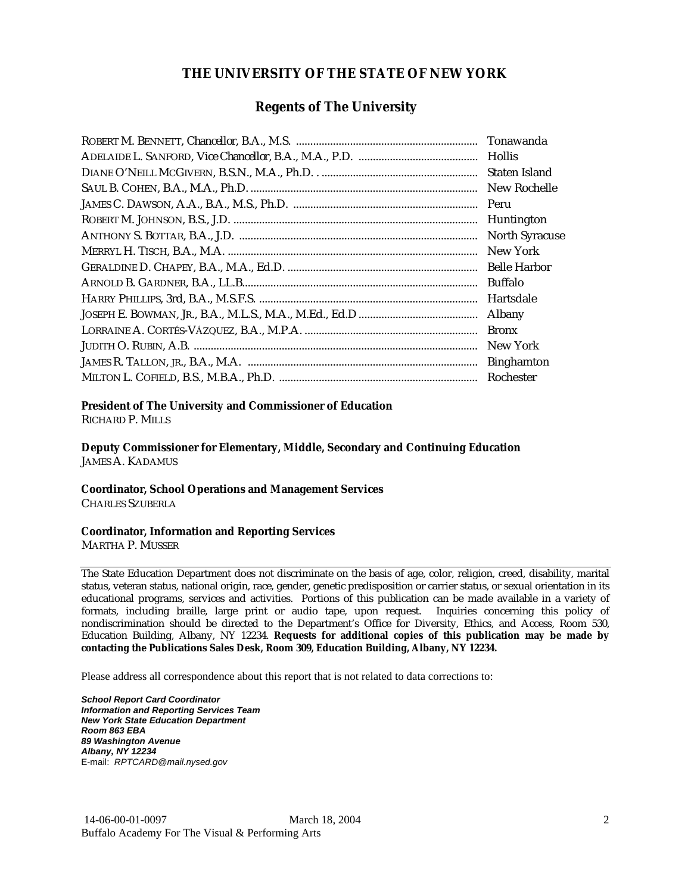# THE UNIVERSITY OF THE STATE OF NEW YORK

## Regents of The University

| | |
|---|---|
| ROBERT M. BENNETT, *Chancellor*, B.A., M.S. | Tonawanda |
| ADELAIDE L. SANFORD, *Vice Chancellor*, B.A., M.A., P.D. | Hollis |
| DIANE O'NEILL MCGIVERN, B.S.N., M.A., Ph.D. | Staten Island |
| SAUL B. COHEN, B.A., M.A., Ph.D. | New Rochelle |
| JAMES C. DAWSON, A.A., B.A., M.S., Ph.D. | Peru |
| ROBERT M. JOHNSON, B.S., J.D. | Huntington |
| ANTHONY S. BOTTAR, B.A., J.D. | North Syracuse |
| MERRYL H. TISCH, B.A., M.A. | New York |
| GERALDINE D. CHAPEY, B.A., M.A., Ed.D. | Belle Harbor |
| ARNOLD B. GARDNER, B.A., LL.B. | Buffalo |
| HARRY PHILLIPS, 3rd, B.A., M.S.F.S. | Hartsdale |
| JOSEPH E. BOWMAN, JR., B.A., M.L.S., M.A., M.Ed., Ed.D | Albany |
| LORRAINE A. CORTÉS-VÁZQUEZ, B.A., M.P.A. | Bronx |
| JUDITH O. RUBIN, A.B. | New York |
| JAMES R. TALLON, JR., B.A., M.A. | Binghamton |
| MILTON L. COFIELD, B.S., M.B.A., Ph.D. | Rochester |

**President of The University and Commissioner of Education**
RICHARD P. MILLS

**Deputy Commissioner for Elementary, Middle, Secondary and Continuing Education**
JAMES A. KADAMUS

**Coordinator, School Operations and Management Services**
CHARLES SZUBERLA

**Coordinator, Information and Reporting Services**
MARTHA P. MUSSER

---

The State Education Department does not discriminate on the basis of age, color, religion, creed, disability, marital status, veteran status, national origin, race, gender, genetic predisposition or carrier status, or sexual orientation in its educational programs, services and activities. Portions of this publication can be made available in a variety of formats, including braille, large print or audio tape, upon request. Inquiries concerning this policy of nondiscrimination should be directed to the Department's Office for Diversity, Ethics, and Access, Room 530, Education Building, Albany, NY 12234. **Requests for additional copies of this publication may be made by contacting the Publications Sales Desk, Room 309, Education Building, Albany, NY 12234.**

Please address all correspondence about this report that is not related to data corrections to:

***School Report Card Coordinator***
***Information and Reporting Services Team***
***New York State Education Department***
***Room 863 EBA***
***89 Washington Avenue***
***Albany, NY 12234***
E-mail: *RPTCARD@mail.nysed.gov*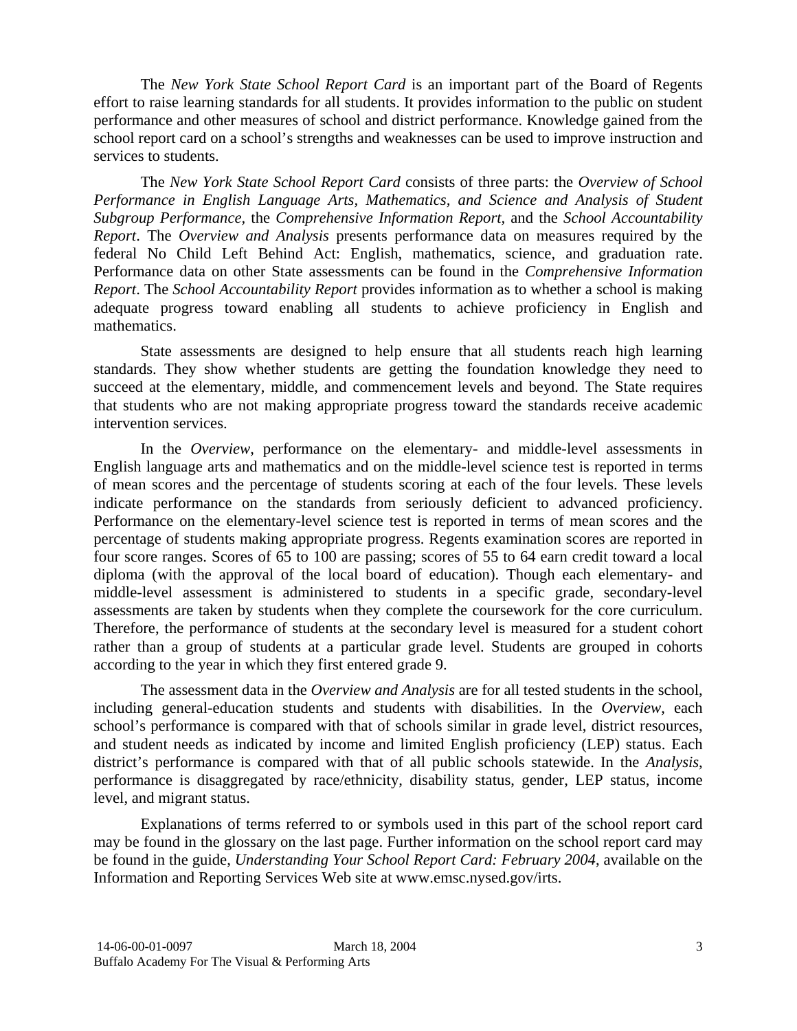The *New York State School Report Card* is an important part of the Board of Regents effort to raise learning standards for all students. It provides information to the public on student performance and other measures of school and district performance. Knowledge gained from the school report card on a school's strengths and weaknesses can be used to improve instruction and services to students.

The *New York State School Report Card* consists of three parts: the *Overview of School Performance in English Language Arts, Mathematics, and Science and Analysis of Student Subgroup Performance,* the *Comprehensive Information Report,* and the *School Accountability Report*. The *Overview and Analysis* presents performance data on measures required by the federal No Child Left Behind Act: English, mathematics, science, and graduation rate. Performance data on other State assessments can be found in the *Comprehensive Information Report*. The *School Accountability Report* provides information as to whether a school is making adequate progress toward enabling all students to achieve proficiency in English and mathematics.

State assessments are designed to help ensure that all students reach high learning standards. They show whether students are getting the foundation knowledge they need to succeed at the elementary, middle, and commencement levels and beyond. The State requires that students who are not making appropriate progress toward the standards receive academic intervention services.

In the *Overview*, performance on the elementary- and middle-level assessments in English language arts and mathematics and on the middle-level science test is reported in terms of mean scores and the percentage of students scoring at each of the four levels. These levels indicate performance on the standards from seriously deficient to advanced proficiency. Performance on the elementary-level science test is reported in terms of mean scores and the percentage of students making appropriate progress. Regents examination scores are reported in four score ranges. Scores of 65 to 100 are passing; scores of 55 to 64 earn credit toward a local diploma (with the approval of the local board of education). Though each elementary- and middle-level assessment is administered to students in a specific grade, secondary-level assessments are taken by students when they complete the coursework for the core curriculum. Therefore, the performance of students at the secondary level is measured for a student cohort rather than a group of students at a particular grade level. Students are grouped in cohorts according to the year in which they first entered grade 9.

The assessment data in the *Overview and Analysis* are for all tested students in the school, including general-education students and students with disabilities. In the *Overview*, each school's performance is compared with that of schools similar in grade level, district resources, and student needs as indicated by income and limited English proficiency (LEP) status. Each district's performance is compared with that of all public schools statewide. In the *Analysis*, performance is disaggregated by race/ethnicity, disability status, gender, LEP status, income level, and migrant status.

Explanations of terms referred to or symbols used in this part of the school report card may be found in the glossary on the last page. Further information on the school report card may be found in the guide, *Understanding Your School Report Card: February 2004*, available on the Information and Reporting Services Web site at www.emsc.nysed.gov/irts.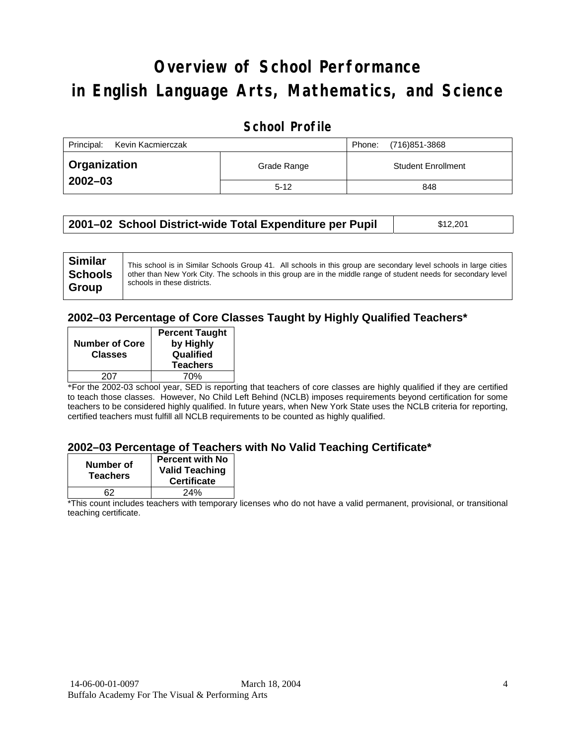# Overview of School Performance in English Language Arts, Mathematics, and Science

## School Profile

| Principal: Kevin Kacmierczak | | Phone: (716)851-3868 |
|---|---|---|
| **Organization 2002–03** | Grade Range | Student Enrollment |
| | 5-12 | 848 |

| **2001–02 School District-wide Total Expenditure per Pupil** | $12,201 |
|---|---|

| **Similar Schools Group** | This school is in Similar Schools Group 41. All schools in this group are secondary level schools in large cities other than New York City. The schools in this group are in the middle range of student needs for secondary level schools in these districts. |
|---|---|

### 2002–03 Percentage of Core Classes Taught by Highly Qualified Teachers*

| Number of Core Classes | Percent Taught by Highly Qualified Teachers |
|---|---|
| 207 | 70% |

*For the 2002-03 school year, SED is reporting that teachers of core classes are highly qualified if they are certified to teach those classes. However, No Child Left Behind (NCLB) imposes requirements beyond certification for some teachers to be considered highly qualified. In future years, when New York State uses the NCLB criteria for reporting, certified teachers must fulfill all NCLB requirements to be counted as highly qualified.

### 2002–03 Percentage of Teachers with No Valid Teaching Certificate*

| Number of Teachers | Percent with No Valid Teaching Certificate |
|---|---|
| 62 | 24% |

*This count includes teachers with temporary licenses who do not have a valid permanent, provisional, or transitional teaching certificate.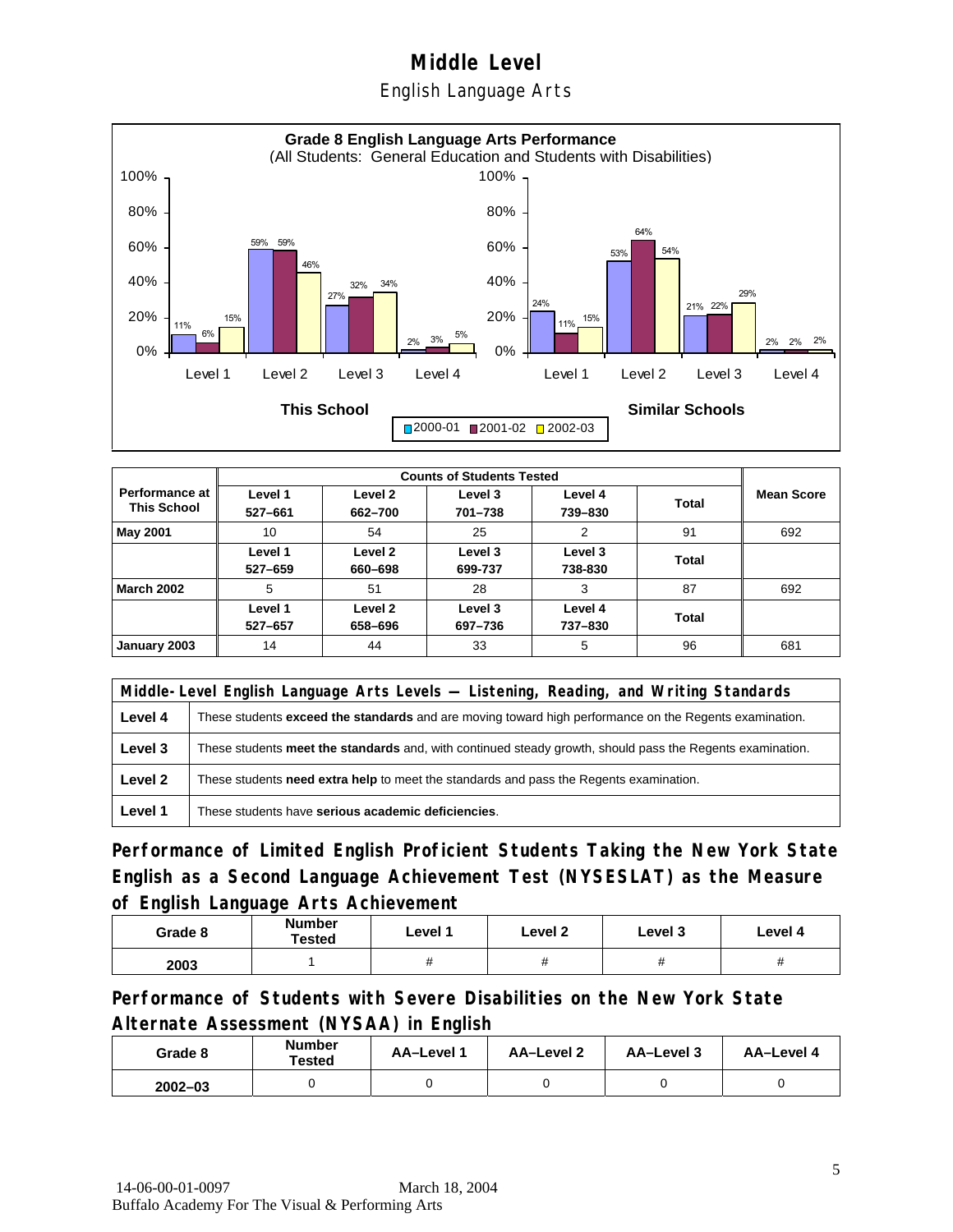# Middle Level

## English Language Arts

**Grade 8 English Language Arts Performance**
(All Students: General Education and Students with Disabilities)

| | This School 2000-01 | This School 2001-02 | This School 2002-03 | Similar Schools 2000-01 | Similar Schools 2001-02 | Similar Schools 2002-03 |
|---|---|---|---|---|---|---|
| Level 1 | 11% | 6% | 15% | 24% | 11% | 15% |
| Level 2 | 59% | 59% | 46% | 53% | 64% | 54% |
| Level 3 | 27% | 32% | 34% | 21% | 22% | 29% |
| Level 4 | 2% | 3% | 5% | 2% | 2% | 2% |

| Performance at This School | Counts of Students Tested | | | | | Mean Score |
|---|---|---|---|---|---|---|
| | Level 1 527–661 | Level 2 662–700 | Level 3 701–738 | Level 4 739–830 | Total | |
| **May 2001** | 10 | 54 | 25 | 2 | 91 | 692 |
| | Level 1 527–659 | Level 2 660–698 | Level 3 699-737 | Level 3 738-830 | Total | |
| **March 2002** | 5 | 51 | 28 | 3 | 87 | 692 |
| | Level 1 527–657 | Level 2 658–696 | Level 3 697–736 | Level 4 737–830 | Total | |
| **January 2003** | 14 | 44 | 33 | 5 | 96 | 681 |

| Middle-Level English Language Arts Levels — Listening, Reading, and Writing Standards | |
|---|---|
| **Level 4** | These students **exceed the standards** and are moving toward high performance on the Regents examination. |
| **Level 3** | These students **meet the standards** and, with continued steady growth, should pass the Regents examination. |
| **Level 2** | These students **need extra help** to meet the standards and pass the Regents examination. |
| **Level 1** | These students have **serious academic deficiencies**. |

## Performance of Limited English Proficient Students Taking the New York State English as a Second Language Achievement Test (NYSESLAT) as the Measure of English Language Arts Achievement

| Grade 8 | Number Tested | Level 1 | Level 2 | Level 3 | Level 4 |
|---|---|---|---|---|---|
| 2003 | 1 | # | # | # | # |

## Performance of Students with Severe Disabilities on the New York State Alternate Assessment (NYSAA) in English

| Grade 8 | Number Tested | AA–Level 1 | AA–Level 2 | AA–Level 3 | AA–Level 4 |
|---|---|---|---|---|---|
| 2002–03 | 0 | 0 | 0 | 0 | 0 |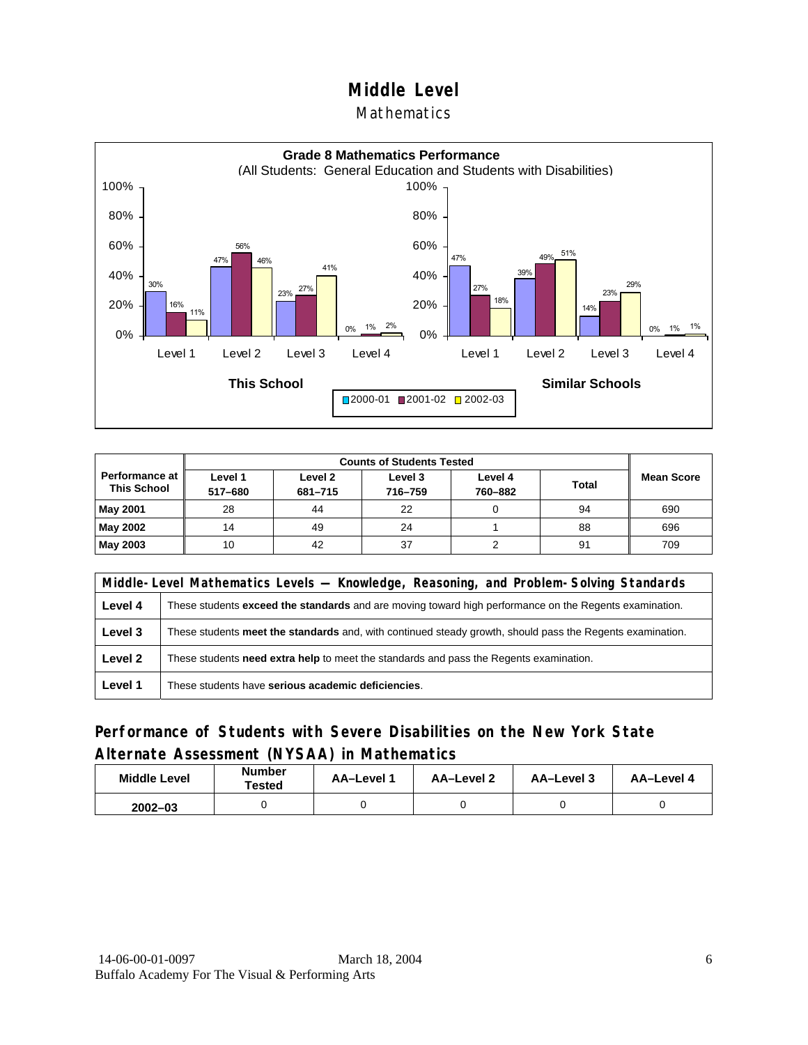# Middle Level

## Mathematics

**Grade 8 Mathematics Performance**
(All Students: General Education and Students with Disabilities)

| | This School 2000-01 | This School 2001-02 | This School 2002-03 | Similar Schools 2000-01 | Similar Schools 2001-02 | Similar Schools 2002-03 |
|---|---|---|---|---|---|---|
| Level 1 | 30% | 16% | 11% | 47% | 27% | 18% |
| Level 2 | 47% | 56% | 46% | 39% | 49% | 51% |
| Level 3 | 23% | 27% | 41% | 14% | 23% | 29% |
| Level 4 | 0% | 1% | 2% | 0% | 1% | 1% |

| Performance at This School | Counts of Students Tested | | | | | Mean Score |
|---|---|---|---|---|---|---|
| | Level 1 517–680 | Level 2 681–715 | Level 3 716–759 | Level 4 760–882 | Total | |
| **May 2001** | 28 | 44 | 22 | 0 | 94 | 690 |
| **May 2002** | 14 | 49 | 24 | 1 | 88 | 696 |
| **May 2003** | 10 | 42 | 37 | 2 | 91 | 709 |

| Middle-Level Mathematics Levels — Knowledge, Reasoning, and Problem-Solving Standards | |
|---|---|
| **Level 4** | These students **exceed the standards** and are moving toward high performance on the Regents examination. |
| **Level 3** | These students **meet the standards** and, with continued steady growth, should pass the Regents examination. |
| **Level 2** | These students **need extra help** to meet the standards and pass the Regents examination. |
| **Level 1** | These students have **serious academic deficiencies**. |

## Performance of Students with Severe Disabilities on the New York State Alternate Assessment (NYSAA) in Mathematics

| Middle Level | Number Tested | AA–Level 1 | AA–Level 2 | AA–Level 3 | AA–Level 4 |
|---|---|---|---|---|---|
| 2002–03 | 0 | 0 | 0 | 0 | 0 |

14-06-00-01-0097 March 18, 2004
Buffalo Academy For The Visual & Performing Arts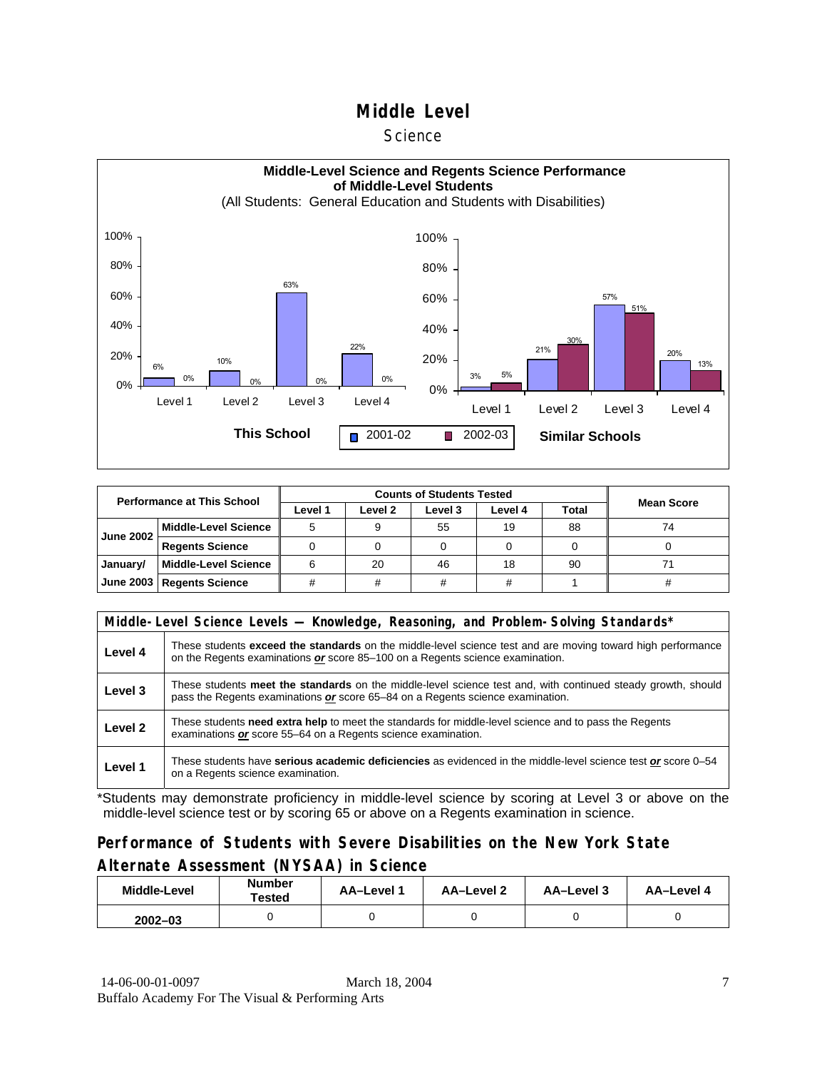# Middle Level

## Science

**Middle-Level Science and Regents Science Performance of Middle-Level Students**

(All Students: General Education and Students with Disabilities)

| | This School 2001-02 | This School 2002-03 | Similar Schools 2001-02 | Similar Schools 2002-03 |
|---|---|---|---|---|
| Level 1 | 6% | 0% | 3% | 5% |
| Level 2 | 10% | 0% | 21% | 30% |
| Level 3 | 63% | 0% | 57% | 51% |
| Level 4 | 22% | 0% | 20% | 13% |

| Performance at This School | | Counts of Students Tested | | | | | Mean Score |
|---|---|---|---|---|---|---|---|
| | | Level 1 | Level 2 | Level 3 | Level 4 | Total | |
| June 2002 | Middle-Level Science | 5 | 9 | 55 | 19 | 88 | 74 |
| | Regents Science | 0 | 0 | 0 | 0 | 0 | 0 |
| January/ June 2003 | Middle-Level Science | 6 | 20 | 46 | 18 | 90 | 71 |
| | Regents Science | # | # | # | # | 1 | # |

| Middle-Level Science Levels — Knowledge, Reasoning, and Problem-Solving Standards* | |
|---|---|
| Level 4 | These students **exceed the standards** on the middle-level science test and are moving toward high performance on the Regents examinations ***or*** score 85–100 on a Regents science examination. |
| Level 3 | These students **meet the standards** on the middle-level science test and, with continued steady growth, should pass the Regents examinations ***or*** score 65–84 on a Regents science examination. |
| Level 2 | These students **need extra help** to meet the standards for middle-level science and to pass the Regents examinations ***or*** score 55–64 on a Regents science examination. |
| Level 1 | These students have **serious academic deficiencies** as evidenced in the middle-level science test ***or*** score 0–54 on a Regents science examination. |

*Students may demonstrate proficiency in middle-level science by scoring at Level 3 or above on the middle-level science test or by scoring 65 or above on a Regents examination in science.

## Performance of Students with Severe Disabilities on the New York State Alternate Assessment (NYSAA) in Science

| Middle-Level | Number Tested | AA–Level 1 | AA–Level 2 | AA–Level 3 | AA–Level 4 |
|---|---|---|---|---|---|
| 2002–03 | 0 | 0 | 0 | 0 | 0 |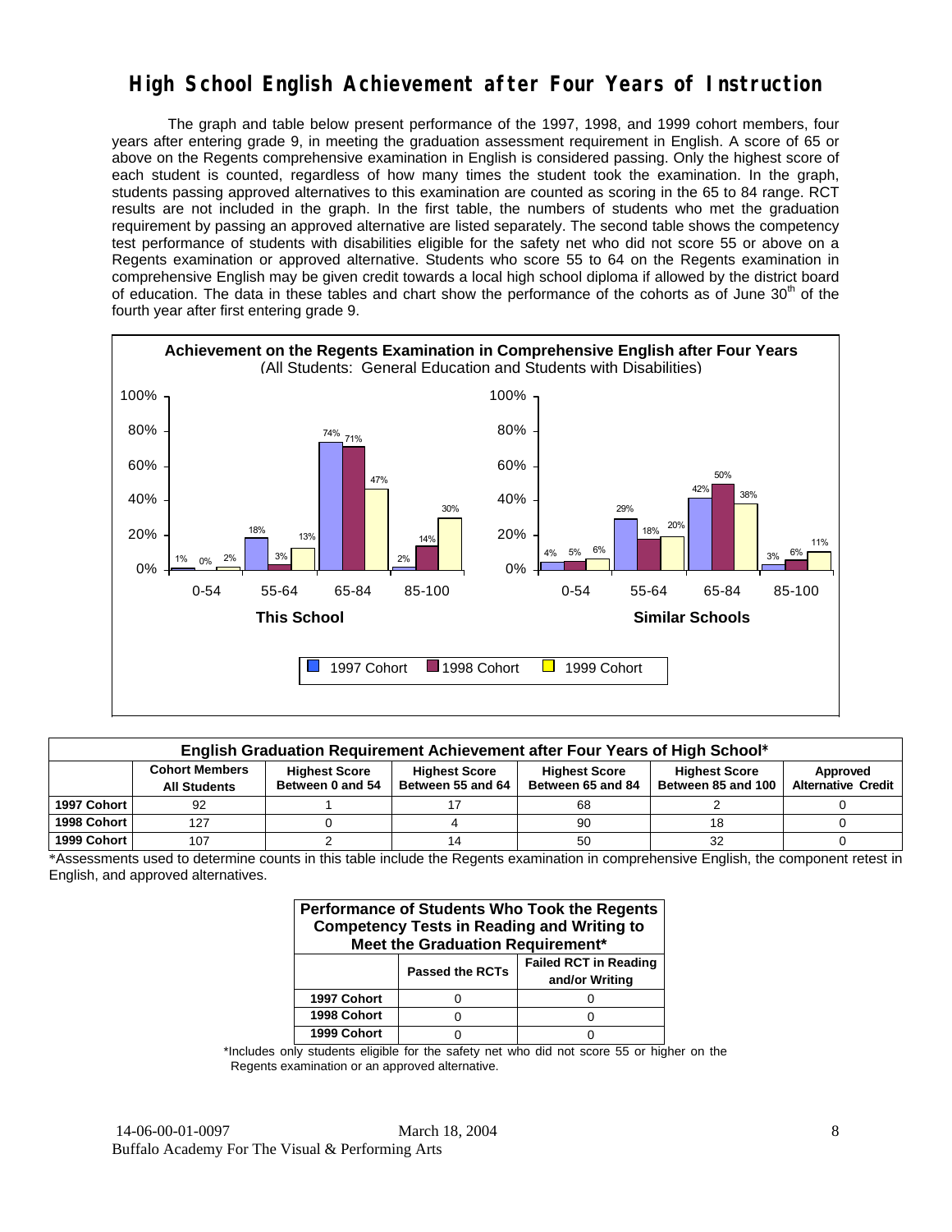# High School English Achievement after Four Years of Instruction

The graph and table below present performance of the 1997, 1998, and 1999 cohort members, four years after entering grade 9, in meeting the graduation assessment requirement in English. A score of 65 or above on the Regents comprehensive examination in English is considered passing. Only the highest score of each student is counted, regardless of how many times the student took the examination. In the graph, students passing approved alternatives to this examination are counted as scoring in the 65 to 84 range. RCT results are not included in the graph. In the first table, the numbers of students who met the graduation requirement by passing an approved alternative are listed separately. The second table shows the competency test performance of students with disabilities eligible for the safety net who did not score 55 or above on a Regents examination or approved alternative. Students who score 55 to 64 on the Regents examination in comprehensive English may be given credit towards a local high school diploma if allowed by the district board of education. The data in these tables and chart show the performance of the cohorts as of June 30th of the fourth year after first entering grade 9.

**Achievement on the Regents Examination in Comprehensive English after Four Years**
(All Students: General Education and Students with Disabilities)

**This School**

| Score | 1997 Cohort | 1998 Cohort | 1999 Cohort |
|---|---|---|---|
| 0-54 | 1% | 0% | 2% |
| 55-64 | 18% | 3% | 13% |
| 65-84 | 74% | 71% | 47% |
| 85-100 | 2% | 14% | 30% |

**Similar Schools**

| Score | 1997 Cohort | 1998 Cohort | 1999 Cohort |
|---|---|---|---|
| 0-54 | 4% | 5% | 6% |
| 55-64 | 29% | 18% | 20% |
| 65-84 | 42% | 50% | 38% |
| 85-100 | 3% | 6% | 11% |

**English Graduation Requirement Achievement after Four Years of High School***

| | Cohort Members All Students | Highest Score Between 0 and 54 | Highest Score Between 55 and 64 | Highest Score Between 65 and 84 | Highest Score Between 85 and 100 | Approved Alternative Credit |
|---|---|---|---|---|---|---|
| 1997 Cohort | 92 | 1 | 17 | 68 | 2 | 0 |
| 1998 Cohort | 127 | 0 | 4 | 90 | 18 | 0 |
| 1999 Cohort | 107 | 2 | 14 | 50 | 32 | 0 |

*Assessments used to determine counts in this table include the Regents examination in comprehensive English, the component retest in English, and approved alternatives.

**Performance of Students Who Took the Regents Competency Tests in Reading and Writing to Meet the Graduation Requirement***

| | Passed the RCTs | Failed RCT in Reading and/or Writing |
|---|---|---|
| 1997 Cohort | 0 | 0 |
| 1998 Cohort | 0 | 0 |
| 1999 Cohort | 0 | 0 |

*Includes only students eligible for the safety net who did not score 55 or higher on the Regents examination or an approved alternative.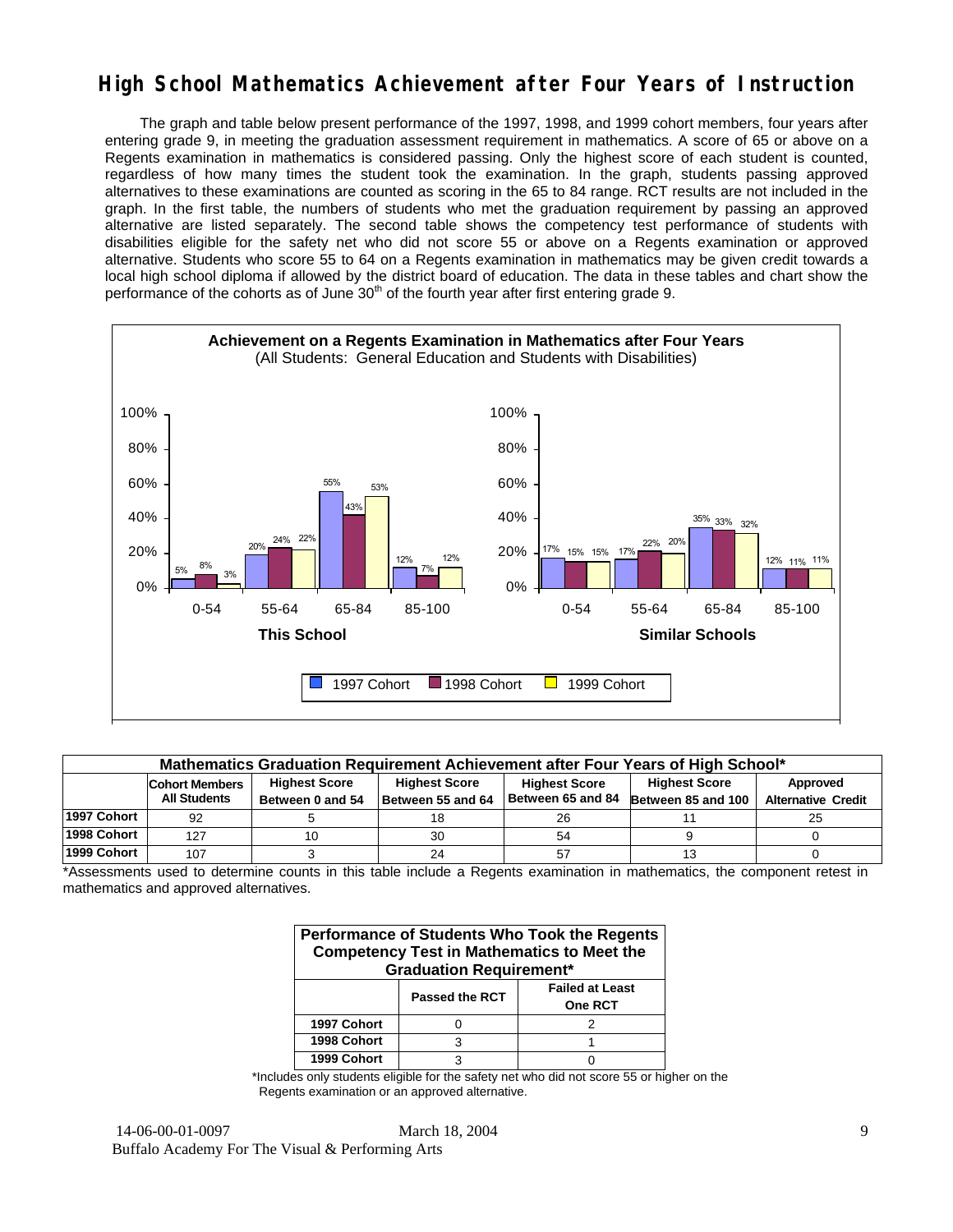# High School Mathematics Achievement after Four Years of Instruction

The graph and table below present performance of the 1997, 1998, and 1999 cohort members, four years after entering grade 9, in meeting the graduation assessment requirement in mathematics. A score of 65 or above on a Regents examination in mathematics is considered passing. Only the highest score of each student is counted, regardless of how many times the student took the examination. In the graph, students passing approved alternatives to these examinations are counted as scoring in the 65 to 84 range. RCT results are not included in the graph. In the first table, the numbers of students who met the graduation requirement by passing an approved alternative are listed separately. The second table shows the competency test performance of students with disabilities eligible for the safety net who did not score 55 or above on a Regents examination or approved alternative. Students who score 55 to 64 on a Regents examination in mathematics may be given credit towards a local high school diploma if allowed by the district board of education. The data in these tables and chart show the performance of the cohorts as of June 30th of the fourth year after first entering grade 9.

**Achievement on a Regents Examination in Mathematics after Four Years**
(All Students: General Education and Students with Disabilities)

| | This School 0-54 | This School 55-64 | This School 65-84 | This School 85-100 | Similar Schools 0-54 | Similar Schools 55-64 | Similar Schools 65-84 | Similar Schools 85-100 |
|---|---|---|---|---|---|---|---|---|
| 1997 Cohort | 5% | 20% | 55% | 12% | 17% | 17% | 35% | 12% |
| 1998 Cohort | 8% | 24% | 43% | 7% | 15% | 22% | 33% | 11% |
| 1999 Cohort | 3% | 22% | 53% | 12% | 15% | 20% | 32% | 11% |

| Mathematics Graduation Requirement Achievement after Four Years of High School* | | | | | | |
|---|---|---|---|---|---|---|
| | Cohort Members All Students | Highest Score Between 0 and 54 | Highest Score Between 55 and 64 | Highest Score Between 65 and 84 | Highest Score Between 85 and 100 | Approved Alternative Credit |
| 1997 Cohort | 92 | 5 | 18 | 26 | 11 | 25 |
| 1998 Cohort | 127 | 10 | 30 | 54 | 9 | 0 |
| 1999 Cohort | 107 | 3 | 24 | 57 | 13 | 0 |

*Assessments used to determine counts in this table include a Regents examination in mathematics, the component retest in mathematics and approved alternatives.

| Performance of Students Who Took the Regents Competency Test in Mathematics to Meet the Graduation Requirement* | | |
|---|---|---|
| | Passed the RCT | Failed at Least One RCT |
| 1997 Cohort | 0 | 2 |
| 1998 Cohort | 3 | 1 |
| 1999 Cohort | 3 | 0 |

*Includes only students eligible for the safety net who did not score 55 or higher on the Regents examination or an approved alternative.

14-06-00-01-0097 March 18, 2004
Buffalo Academy For The Visual & Performing Arts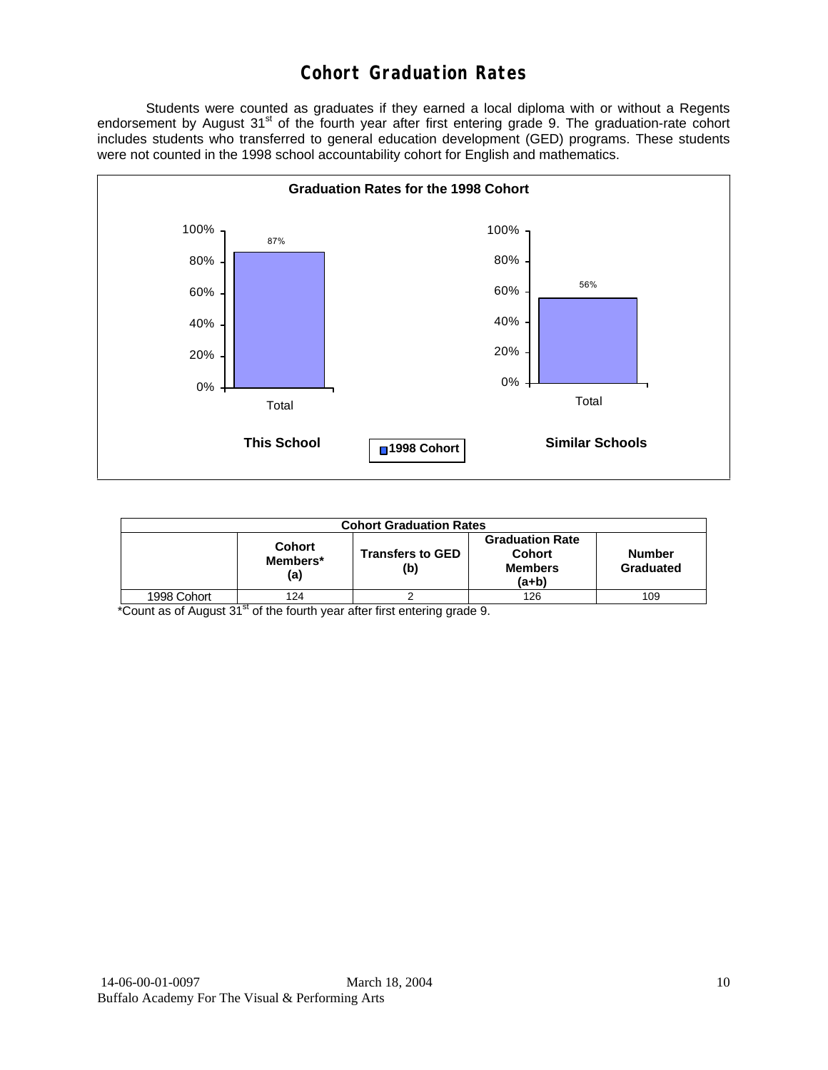# Cohort Graduation Rates

Students were counted as graduates if they earned a local diploma with or without a Regents endorsement by August 31st of the fourth year after first entering grade 9. The graduation-rate cohort includes students who transferred to general education development (GED) programs. These students were not counted in the 1998 school accountability cohort for English and mathematics.

**Graduation Rates for the 1998 Cohort**

| | This School | Similar Schools |
|---|---|---|
| Total | 87% | 56% |

■ 1998 Cohort

| Cohort Graduation Rates | | | | |
|---|---|---|---|---|
| | **Cohort Members* (a)** | **Transfers to GED (b)** | **Graduation Rate Cohort Members (a+b)** | **Number Graduated** |
| 1998 Cohort | 124 | 2 | 126 | 109 |

*Count as of August 31st of the fourth year after first entering grade 9.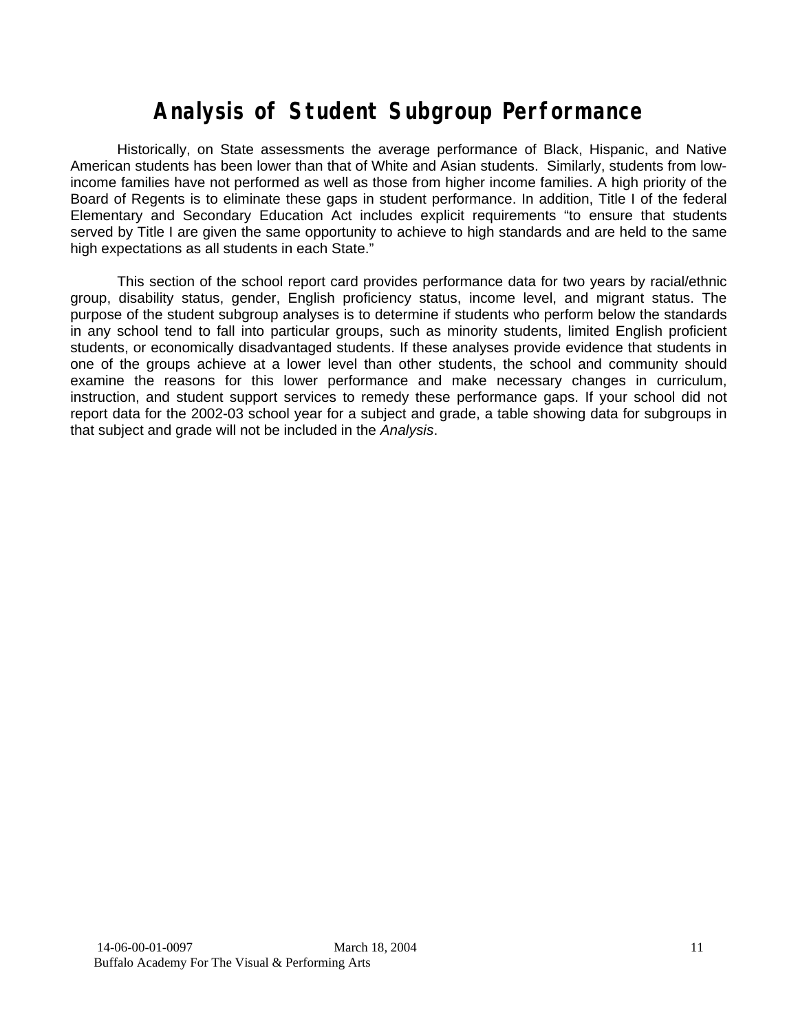# Analysis of Student Subgroup Performance

Historically, on State assessments the average performance of Black, Hispanic, and Native American students has been lower than that of White and Asian students. Similarly, students from low-income families have not performed as well as those from higher income families. A high priority of the Board of Regents is to eliminate these gaps in student performance. In addition, Title I of the federal Elementary and Secondary Education Act includes explicit requirements "to ensure that students served by Title I are given the same opportunity to achieve to high standards and are held to the same high expectations as all students in each State."

This section of the school report card provides performance data for two years by racial/ethnic group, disability status, gender, English proficiency status, income level, and migrant status. The purpose of the student subgroup analyses is to determine if students who perform below the standards in any school tend to fall into particular groups, such as minority students, limited English proficient students, or economically disadvantaged students. If these analyses provide evidence that students in one of the groups achieve at a lower level than other students, the school and community should examine the reasons for this lower performance and make necessary changes in curriculum, instruction, and student support services to remedy these performance gaps. If your school did not report data for the 2002-03 school year for a subject and grade, a table showing data for subgroups in that subject and grade will not be included in the *Analysis*.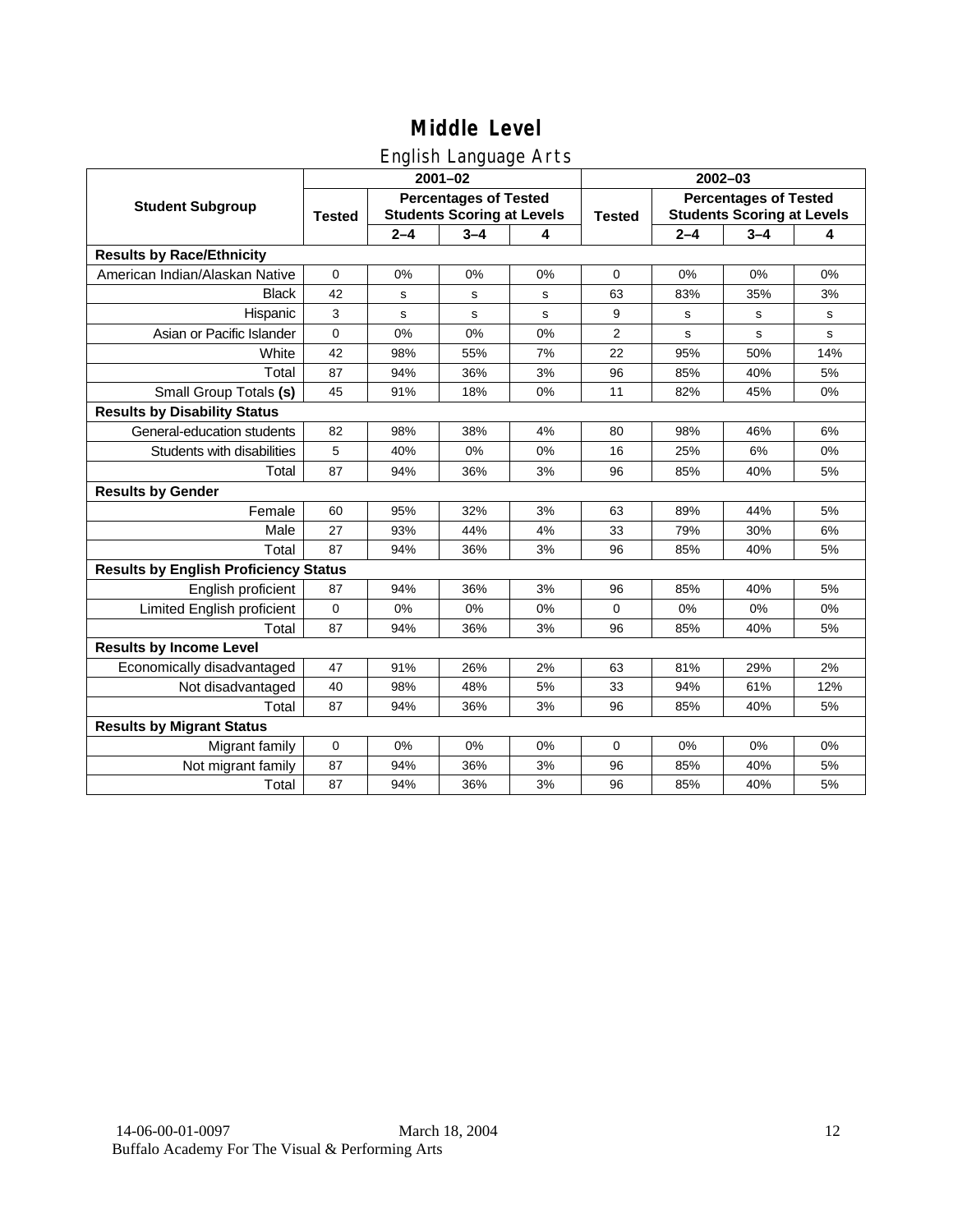# Middle Level

## English Language Arts

| Student Subgroup | 2001–02 | | | | 2002–03 | | | |
|---|---|---|---|---|---|---|---|---|
| | Tested | Percentages of Tested Students Scoring at Levels | | | Tested | Percentages of Tested Students Scoring at Levels | | |
| | | 2–4 | 3–4 | 4 | | 2–4 | 3–4 | 4 |
| **Results by Race/Ethnicity** | | | | | | | | |
| American Indian/Alaskan Native | 0 | 0% | 0% | 0% | 0 | 0% | 0% | 0% |
| Black | 42 | s | s | s | 63 | 83% | 35% | 3% |
| Hispanic | 3 | s | s | s | 9 | s | s | s |
| Asian or Pacific Islander | 0 | 0% | 0% | 0% | 2 | s | s | s |
| White | 42 | 98% | 55% | 7% | 22 | 95% | 50% | 14% |
| Total | 87 | 94% | 36% | 3% | 96 | 85% | 40% | 5% |
| Small Group Totals **(s)** | 45 | 91% | 18% | 0% | 11 | 82% | 45% | 0% |
| **Results by Disability Status** | | | | | | | | |
| General-education students | 82 | 98% | 38% | 4% | 80 | 98% | 46% | 6% |
| Students with disabilities | 5 | 40% | 0% | 0% | 16 | 25% | 6% | 0% |
| Total | 87 | 94% | 36% | 3% | 96 | 85% | 40% | 5% |
| **Results by Gender** | | | | | | | | |
| Female | 60 | 95% | 32% | 3% | 63 | 89% | 44% | 5% |
| Male | 27 | 93% | 44% | 4% | 33 | 79% | 30% | 6% |
| Total | 87 | 94% | 36% | 3% | 96 | 85% | 40% | 5% |
| **Results by English Proficiency Status** | | | | | | | | |
| English proficient | 87 | 94% | 36% | 3% | 96 | 85% | 40% | 5% |
| Limited English proficient | 0 | 0% | 0% | 0% | 0 | 0% | 0% | 0% |
| Total | 87 | 94% | 36% | 3% | 96 | 85% | 40% | 5% |
| **Results by Income Level** | | | | | | | | |
| Economically disadvantaged | 47 | 91% | 26% | 2% | 63 | 81% | 29% | 2% |
| Not disadvantaged | 40 | 98% | 48% | 5% | 33 | 94% | 61% | 12% |
| Total | 87 | 94% | 36% | 3% | 96 | 85% | 40% | 5% |
| **Results by Migrant Status** | | | | | | | | |
| Migrant family | 0 | 0% | 0% | 0% | 0 | 0% | 0% | 0% |
| Not migrant family | 87 | 94% | 36% | 3% | 96 | 85% | 40% | 5% |
| Total | 87 | 94% | 36% | 3% | 96 | 85% | 40% | 5% |

14-06-00-01-0097 March 18, 2004
Buffalo Academy For The Visual & Performing Arts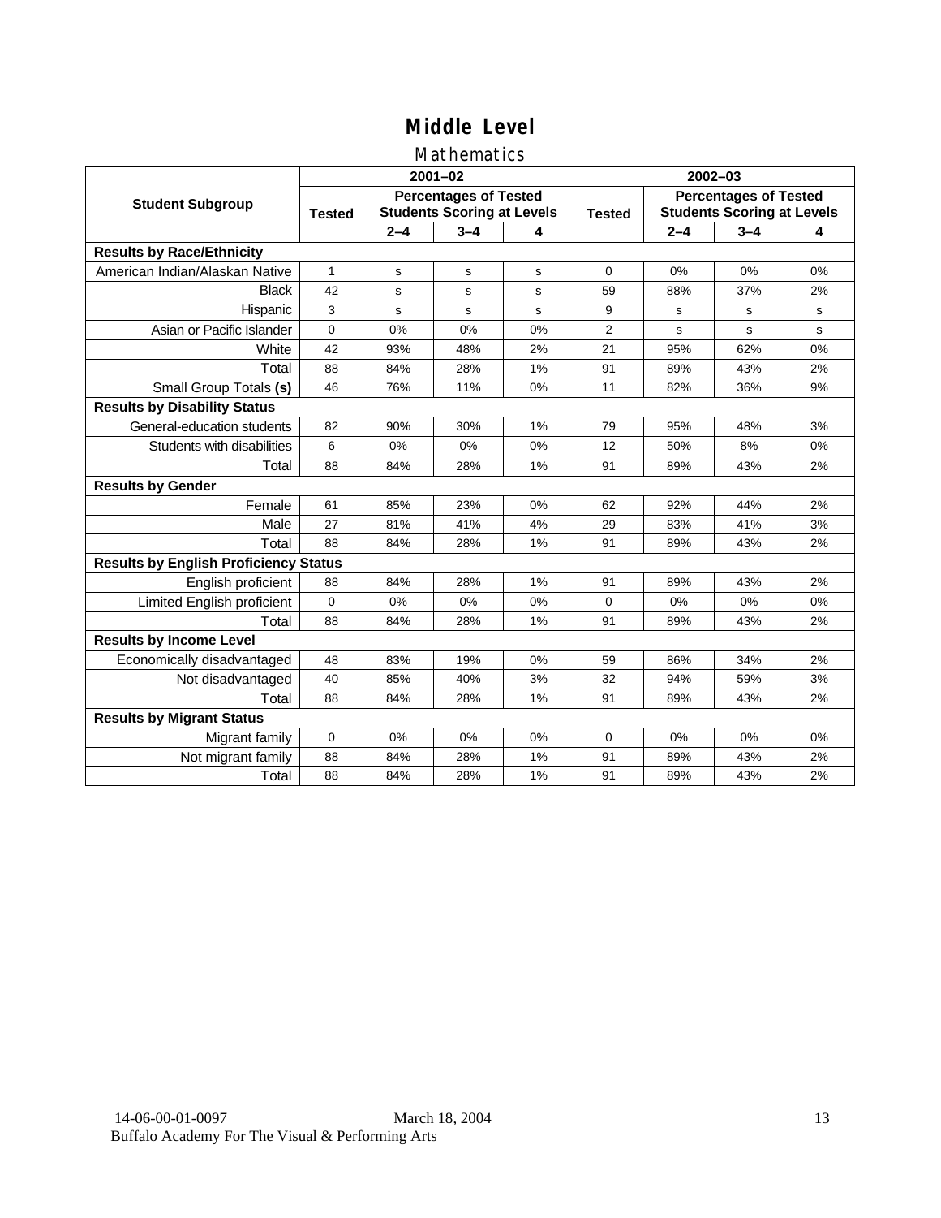# Middle Level

## Mathematics

| Student Subgroup | 2001–02 | | | | 2002–03 | | | |
|---|---|---|---|---|---|---|---|---|
| | Tested | Percentages of Tested Students Scoring at Levels | | | Tested | Percentages of Tested Students Scoring at Levels | | |
| | | 2–4 | 3–4 | 4 | | 2–4 | 3–4 | 4 |
| **Results by Race/Ethnicity** | | | | | | | | |
| American Indian/Alaskan Native | 1 | s | s | s | 0 | 0% | 0% | 0% |
| Black | 42 | s | s | s | 59 | 88% | 37% | 2% |
| Hispanic | 3 | s | s | s | 9 | s | s | s |
| Asian or Pacific Islander | 0 | 0% | 0% | 0% | 2 | s | s | s |
| White | 42 | 93% | 48% | 2% | 21 | 95% | 62% | 0% |
| Total | 88 | 84% | 28% | 1% | 91 | 89% | 43% | 2% |
| Small Group Totals **(s)** | 46 | 76% | 11% | 0% | 11 | 82% | 36% | 9% |
| **Results by Disability Status** | | | | | | | | |
| General-education students | 82 | 90% | 30% | 1% | 79 | 95% | 48% | 3% |
| Students with disabilities | 6 | 0% | 0% | 0% | 12 | 50% | 8% | 0% |
| Total | 88 | 84% | 28% | 1% | 91 | 89% | 43% | 2% |
| **Results by Gender** | | | | | | | | |
| Female | 61 | 85% | 23% | 0% | 62 | 92% | 44% | 2% |
| Male | 27 | 81% | 41% | 4% | 29 | 83% | 41% | 3% |
| Total | 88 | 84% | 28% | 1% | 91 | 89% | 43% | 2% |
| **Results by English Proficiency Status** | | | | | | | | |
| English proficient | 88 | 84% | 28% | 1% | 91 | 89% | 43% | 2% |
| Limited English proficient | 0 | 0% | 0% | 0% | 0 | 0% | 0% | 0% |
| Total | 88 | 84% | 28% | 1% | 91 | 89% | 43% | 2% |
| **Results by Income Level** | | | | | | | | |
| Economically disadvantaged | 48 | 83% | 19% | 0% | 59 | 86% | 34% | 2% |
| Not disadvantaged | 40 | 85% | 40% | 3% | 32 | 94% | 59% | 3% |
| Total | 88 | 84% | 28% | 1% | 91 | 89% | 43% | 2% |
| **Results by Migrant Status** | | | | | | | | |
| Migrant family | 0 | 0% | 0% | 0% | 0 | 0% | 0% | 0% |
| Not migrant family | 88 | 84% | 28% | 1% | 91 | 89% | 43% | 2% |
| Total | 88 | 84% | 28% | 1% | 91 | 89% | 43% | 2% |

14-06-00-01-0097 March 18, 2004
Buffalo Academy For The Visual & Performing Arts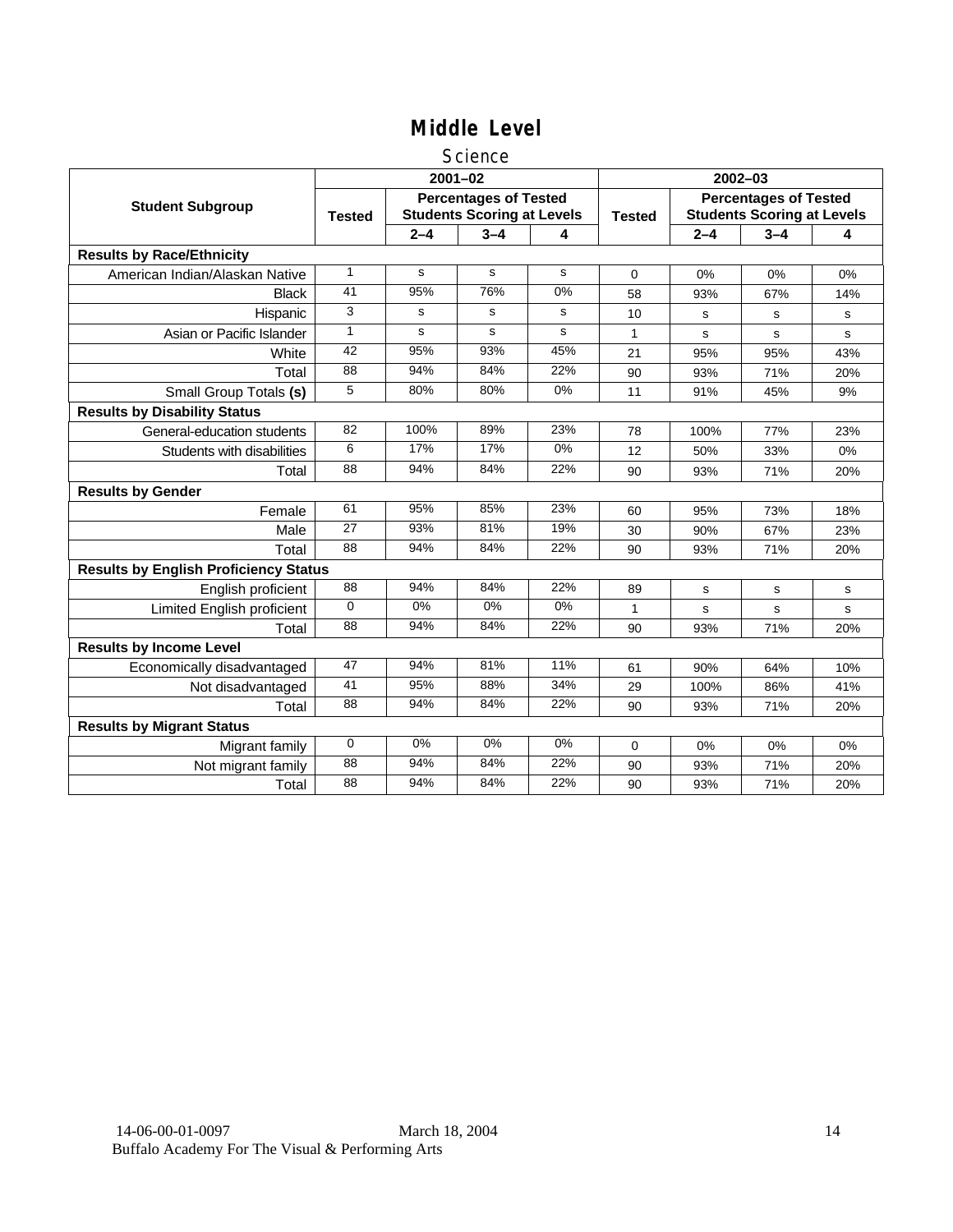# Middle Level

## Science

| Student Subgroup | 2001–02 | | | | 2002–03 | | | |
|---|---|---|---|---|---|---|---|---|
| | Tested | Percentages of Tested Students Scoring at Levels | | | Tested | Percentages of Tested Students Scoring at Levels | | |
| | | 2–4 | 3–4 | 4 | | 2–4 | 3–4 | 4 |
| **Results by Race/Ethnicity** | | | | | | | | |
| American Indian/Alaskan Native | 1 | s | s | s | 0 | 0% | 0% | 0% |
| Black | 41 | 95% | 76% | 0% | 58 | 93% | 67% | 14% |
| Hispanic | 3 | s | s | s | 10 | s | s | s |
| Asian or Pacific Islander | 1 | s | s | s | 1 | s | s | s |
| White | 42 | 95% | 93% | 45% | 21 | 95% | 95% | 43% |
| Total | 88 | 94% | 84% | 22% | 90 | 93% | 71% | 20% |
| Small Group Totals **(s)** | 5 | 80% | 80% | 0% | 11 | 91% | 45% | 9% |
| **Results by Disability Status** | | | | | | | | |
| General-education students | 82 | 100% | 89% | 23% | 78 | 100% | 77% | 23% |
| Students with disabilities | 6 | 17% | 17% | 0% | 12 | 50% | 33% | 0% |
| Total | 88 | 94% | 84% | 22% | 90 | 93% | 71% | 20% |
| **Results by Gender** | | | | | | | | |
| Female | 61 | 95% | 85% | 23% | 60 | 95% | 73% | 18% |
| Male | 27 | 93% | 81% | 19% | 30 | 90% | 67% | 23% |
| Total | 88 | 94% | 84% | 22% | 90 | 93% | 71% | 20% |
| **Results by English Proficiency Status** | | | | | | | | |
| English proficient | 88 | 94% | 84% | 22% | 89 | s | s | s |
| Limited English proficient | 0 | 0% | 0% | 0% | 1 | s | s | s |
| Total | 88 | 94% | 84% | 22% | 90 | 93% | 71% | 20% |
| **Results by Income Level** | | | | | | | | |
| Economically disadvantaged | 47 | 94% | 81% | 11% | 61 | 90% | 64% | 10% |
| Not disadvantaged | 41 | 95% | 88% | 34% | 29 | 100% | 86% | 41% |
| Total | 88 | 94% | 84% | 22% | 90 | 93% | 71% | 20% |
| **Results by Migrant Status** | | | | | | | | |
| Migrant family | 0 | 0% | 0% | 0% | 0 | 0% | 0% | 0% |
| Not migrant family | 88 | 94% | 84% | 22% | 90 | 93% | 71% | 20% |
| Total | 88 | 94% | 84% | 22% | 90 | 93% | 71% | 20% |

14-06-00-01-0097 March 18, 2004
Buffalo Academy For The Visual & Performing Arts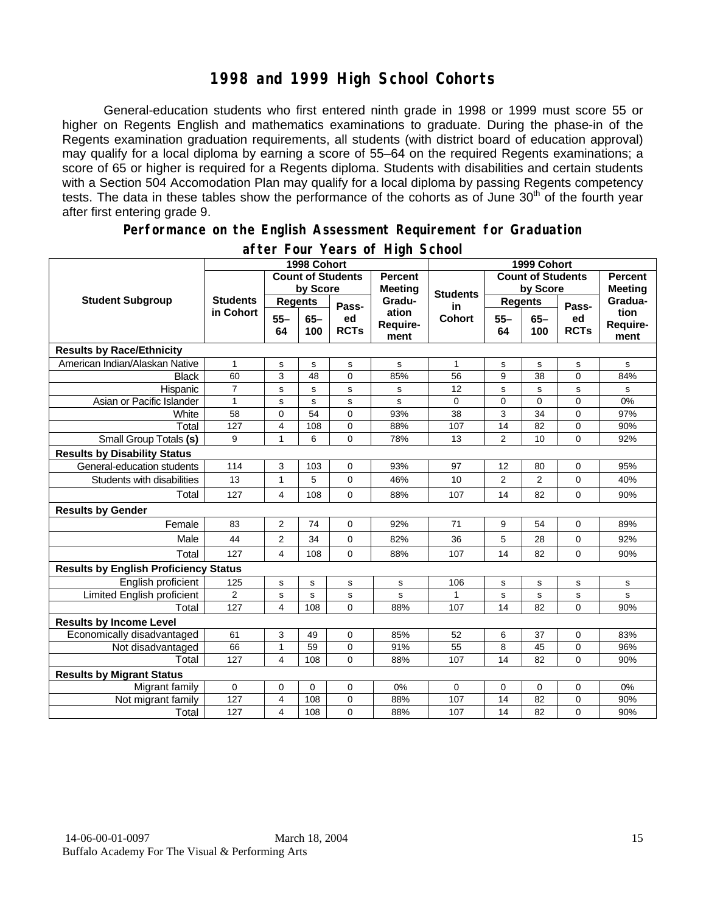# 1998 and 1999 High School Cohorts

General-education students who first entered ninth grade in 1998 or 1999 must score 55 or higher on Regents English and mathematics examinations to graduate. During the phase-in of the Regents examination graduation requirements, all students (with district board of education approval) may qualify for a local diploma by earning a score of 55–64 on the required Regents examinations; a score of 65 or higher is required for a Regents diploma. Students with disabilities and certain students with a Section 504 Accomodation Plan may qualify for a local diploma by passing Regents competency tests. The data in these tables show the performance of the cohorts as of June 30th of the fourth year after first entering grade 9.

## Performance on the English Assessment Requirement for Graduation after Four Years of High School

| Student Subgroup | 1998 Cohort | | | | | 1999 Cohort | | | | |
|---|---|---|---|---|---|---|---|---|---|---|
| | Students in Cohort | Count of Students by Score | | | Percent Meeting Graduation Requirement | Students in Cohort | Count of Students by Score | | | Percent Meeting Graduation Requirement |
| | | Regents 55–64 | Regents 65–100 | Passed RCTs | | | Regents 55–64 | Regents 65–100 | Passed RCTs | |
| **Results by Race/Ethnicity** | | | | | | | | | | |
| American Indian/Alaskan Native | 1 | s | s | s | s | 1 | s | s | s | s |
| Black | 60 | 3 | 48 | 0 | 85% | 56 | 9 | 38 | 0 | 84% |
| Hispanic | 7 | s | s | s | s | 12 | s | s | s | s |
| Asian or Pacific Islander | 1 | s | s | s | s | 0 | 0 | 0 | 0 | 0% |
| White | 58 | 0 | 54 | 0 | 93% | 38 | 3 | 34 | 0 | 97% |
| Total | 127 | 4 | 108 | 0 | 88% | 107 | 14 | 82 | 0 | 90% |
| Small Group Totals **(s)** | 9 | 1 | 6 | 0 | 78% | 13 | 2 | 10 | 0 | 92% |
| **Results by Disability Status** | | | | | | | | | | |
| General-education students | 114 | 3 | 103 | 0 | 93% | 97 | 12 | 80 | 0 | 95% |
| Students with disabilities | 13 | 1 | 5 | 0 | 46% | 10 | 2 | 2 | 0 | 40% |
| Total | 127 | 4 | 108 | 0 | 88% | 107 | 14 | 82 | 0 | 90% |
| **Results by Gender** | | | | | | | | | | |
| Female | 83 | 2 | 74 | 0 | 92% | 71 | 9 | 54 | 0 | 89% |
| Male | 44 | 2 | 34 | 0 | 82% | 36 | 5 | 28 | 0 | 92% |
| Total | 127 | 4 | 108 | 0 | 88% | 107 | 14 | 82 | 0 | 90% |
| **Results by English Proficiency Status** | | | | | | | | | | |
| English proficient | 125 | s | s | s | s | 106 | s | s | s | s |
| Limited English proficient | 2 | s | s | s | s | 1 | s | s | s | s |
| Total | 127 | 4 | 108 | 0 | 88% | 107 | 14 | 82 | 0 | 90% |
| **Results by Income Level** | | | | | | | | | | |
| Economically disadvantaged | 61 | 3 | 49 | 0 | 85% | 52 | 6 | 37 | 0 | 83% |
| Not disadvantaged | 66 | 1 | 59 | 0 | 91% | 55 | 8 | 45 | 0 | 96% |
| Total | 127 | 4 | 108 | 0 | 88% | 107 | 14 | 82 | 0 | 90% |
| **Results by Migrant Status** | | | | | | | | | | |
| Migrant family | 0 | 0 | 0 | 0 | 0% | 0 | 0 | 0 | 0 | 0% |
| Not migrant family | 127 | 4 | 108 | 0 | 88% | 107 | 14 | 82 | 0 | 90% |
| Total | 127 | 4 | 108 | 0 | 88% | 107 | 14 | 82 | 0 | 90% |

14-06-00-01-0097 March 18, 2004
Buffalo Academy For The Visual & Performing Arts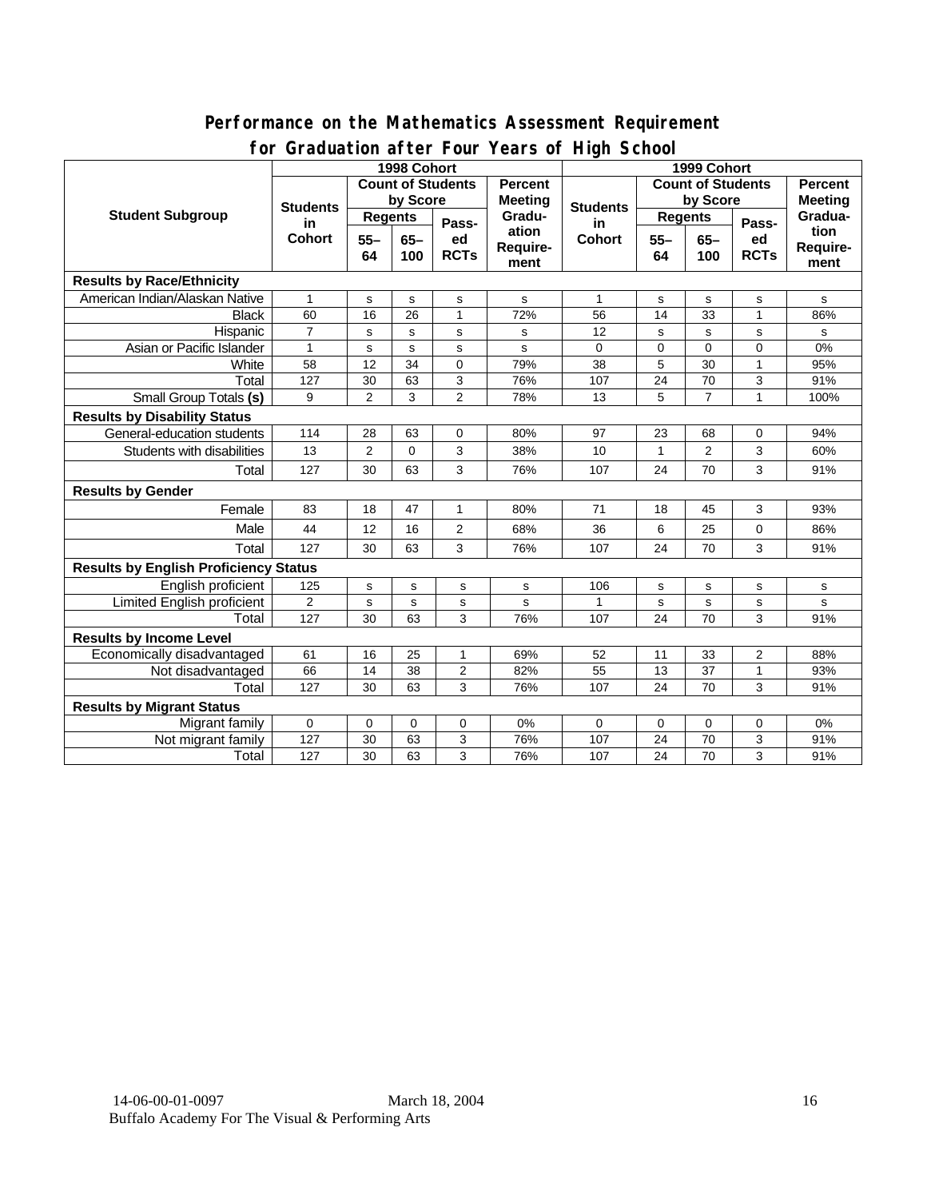## Performance on the Mathematics Assessment Requirement for Graduation after Four Years of High School

| Student Subgroup | 1998 Cohort | | | | | 1999 Cohort | | | | |
|---|---|---|---|---|---|---|---|---|---|---|
| | Students in Cohort | Count of Students by Score | | | Percent Meeting Graduation Requirement | Students in Cohort | Count of Students by Score | | | Percent Meeting Graduation Requirement |
| | | Regents | | Passed RCTs | | | Regents | | Passed RCTs | |
| | | 55–64 | 65–100 | | | | 55–64 | 65–100 | | |
| **Results by Race/Ethnicity** | | | | | | | | | | |
| American Indian/Alaskan Native | 1 | s | s | s | s | 1 | s | s | s | s |
| Black | 60 | 16 | 26 | 1 | 72% | 56 | 14 | 33 | 1 | 86% |
| Hispanic | 7 | s | s | s | s | 12 | s | s | s | s |
| Asian or Pacific Islander | 1 | s | s | s | s | 0 | 0 | 0 | 0 | 0% |
| White | 58 | 12 | 34 | 0 | 79% | 38 | 5 | 30 | 1 | 95% |
| Total | 127 | 30 | 63 | 3 | 76% | 107 | 24 | 70 | 3 | 91% |
| Small Group Totals **(s)** | 9 | 2 | 3 | 2 | 78% | 13 | 5 | 7 | 1 | 100% |
| **Results by Disability Status** | | | | | | | | | | |
| General-education students | 114 | 28 | 63 | 0 | 80% | 97 | 23 | 68 | 0 | 94% |
| Students with disabilities | 13 | 2 | 0 | 3 | 38% | 10 | 1 | 2 | 3 | 60% |
| Total | 127 | 30 | 63 | 3 | 76% | 107 | 24 | 70 | 3 | 91% |
| **Results by Gender** | | | | | | | | | | |
| Female | 83 | 18 | 47 | 1 | 80% | 71 | 18 | 45 | 3 | 93% |
| Male | 44 | 12 | 16 | 2 | 68% | 36 | 6 | 25 | 0 | 86% |
| Total | 127 | 30 | 63 | 3 | 76% | 107 | 24 | 70 | 3 | 91% |
| **Results by English Proficiency Status** | | | | | | | | | | |
| English proficient | 125 | s | s | s | s | 106 | s | s | s | s |
| Limited English proficient | 2 | s | s | s | s | 1 | s | s | s | s |
| Total | 127 | 30 | 63 | 3 | 76% | 107 | 24 | 70 | 3 | 91% |
| **Results by Income Level** | | | | | | | | | | |
| Economically disadvantaged | 61 | 16 | 25 | 1 | 69% | 52 | 11 | 33 | 2 | 88% |
| Not disadvantaged | 66 | 14 | 38 | 2 | 82% | 55 | 13 | 37 | 1 | 93% |
| Total | 127 | 30 | 63 | 3 | 76% | 107 | 24 | 70 | 3 | 91% |
| **Results by Migrant Status** | | | | | | | | | | |
| Migrant family | 0 | 0 | 0 | 0 | 0% | 0 | 0 | 0 | 0 | 0% |
| Not migrant family | 127 | 30 | 63 | 3 | 76% | 107 | 24 | 70 | 3 | 91% |
| Total | 127 | 30 | 63 | 3 | 76% | 107 | 24 | 70 | 3 | 91% |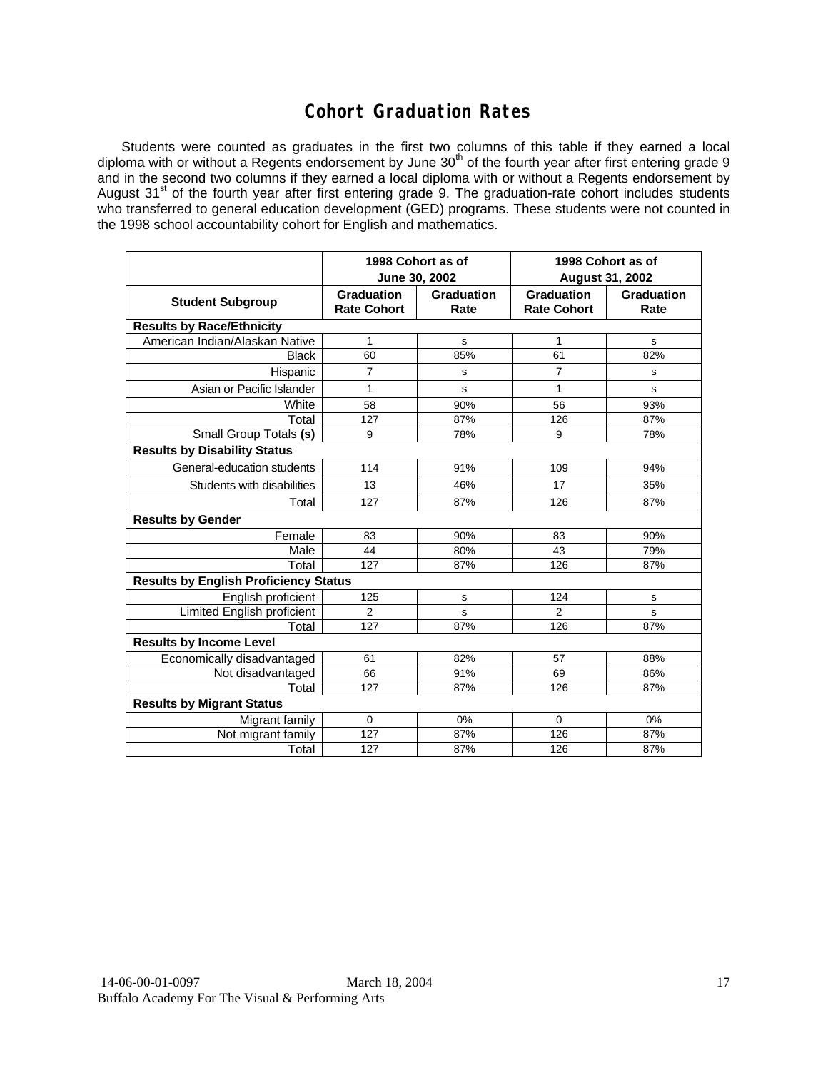# Cohort Graduation Rates

Students were counted as graduates in the first two columns of this table if they earned a local diploma with or without a Regents endorsement by June 30th of the fourth year after first entering grade 9 and in the second two columns if they earned a local diploma with or without a Regents endorsement by August 31st of the fourth year after first entering grade 9. The graduation-rate cohort includes students who transferred to general education development (GED) programs. These students were not counted in the 1998 school accountability cohort for English and mathematics.

| | 1998 Cohort as of June 30, 2002 | | 1998 Cohort as of August 31, 2002 | |
|---|---|---|---|---|
| **Student Subgroup** | **Graduation Rate Cohort** | **Graduation Rate** | **Graduation Rate Cohort** | **Graduation Rate** |
| **Results by Race/Ethnicity** | | | | |
| American Indian/Alaskan Native | 1 | s | 1 | s |
| Black | 60 | 85% | 61 | 82% |
| Hispanic | 7 | s | 7 | s |
| Asian or Pacific Islander | 1 | s | 1 | s |
| White | 58 | 90% | 56 | 93% |
| Total | 127 | 87% | 126 | 87% |
| Small Group Totals **(s)** | 9 | 78% | 9 | 78% |
| **Results by Disability Status** | | | | |
| General-education students | 114 | 91% | 109 | 94% |
| Students with disabilities | 13 | 46% | 17 | 35% |
| Total | 127 | 87% | 126 | 87% |
| **Results by Gender** | | | | |
| Female | 83 | 90% | 83 | 90% |
| Male | 44 | 80% | 43 | 79% |
| Total | 127 | 87% | 126 | 87% |
| **Results by English Proficiency Status** | | | | |
| English proficient | 125 | s | 124 | s |
| Limited English proficient | 2 | s | 2 | s |
| Total | 127 | 87% | 126 | 87% |
| **Results by Income Level** | | | | |
| Economically disadvantaged | 61 | 82% | 57 | 88% |
| Not disadvantaged | 66 | 91% | 69 | 86% |
| Total | 127 | 87% | 126 | 87% |
| **Results by Migrant Status** | | | | |
| Migrant family | 0 | 0% | 0 | 0% |
| Not migrant family | 127 | 87% | 126 | 87% |
| Total | 127 | 87% | 126 | 87% |

14-06-00-01-0097 March 18, 2004
Buffalo Academy For The Visual & Performing Arts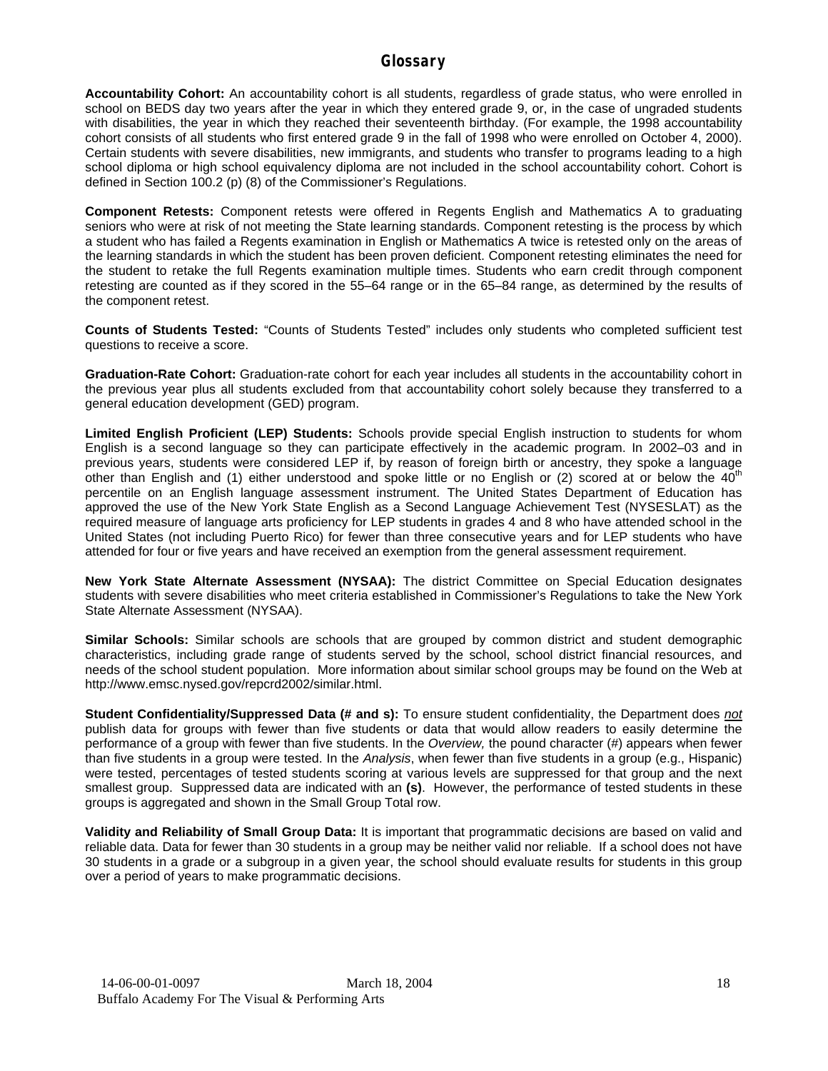# Glossary

**Accountability Cohort:** An accountability cohort is all students, regardless of grade status, who were enrolled in school on BEDS day two years after the year in which they entered grade 9, or, in the case of ungraded students with disabilities, the year in which they reached their seventeenth birthday. (For example, the 1998 accountability cohort consists of all students who first entered grade 9 in the fall of 1998 who were enrolled on October 4, 2000). Certain students with severe disabilities, new immigrants, and students who transfer to programs leading to a high school diploma or high school equivalency diploma are not included in the school accountability cohort. Cohort is defined in Section 100.2 (p) (8) of the Commissioner's Regulations.

**Component Retests:** Component retests were offered in Regents English and Mathematics A to graduating seniors who were at risk of not meeting the State learning standards. Component retesting is the process by which a student who has failed a Regents examination in English or Mathematics A twice is retested only on the areas of the learning standards in which the student has been proven deficient. Component retesting eliminates the need for the student to retake the full Regents examination multiple times. Students who earn credit through component retesting are counted as if they scored in the 55–64 range or in the 65–84 range, as determined by the results of the component retest.

**Counts of Students Tested:** "Counts of Students Tested" includes only students who completed sufficient test questions to receive a score.

**Graduation-Rate Cohort:** Graduation-rate cohort for each year includes all students in the accountability cohort in the previous year plus all students excluded from that accountability cohort solely because they transferred to a general education development (GED) program.

**Limited English Proficient (LEP) Students:** Schools provide special English instruction to students for whom English is a second language so they can participate effectively in the academic program. In 2002–03 and in previous years, students were considered LEP if, by reason of foreign birth or ancestry, they spoke a language other than English and (1) either understood and spoke little or no English or (2) scored at or below the 40th percentile on an English language assessment instrument. The United States Department of Education has approved the use of the New York State English as a Second Language Achievement Test (NYSESLAT) as the required measure of language arts proficiency for LEP students in grades 4 and 8 who have attended school in the United States (not including Puerto Rico) for fewer than three consecutive years and for LEP students who have attended for four or five years and have received an exemption from the general assessment requirement.

**New York State Alternate Assessment (NYSAA):** The district Committee on Special Education designates students with severe disabilities who meet criteria established in Commissioner's Regulations to take the New York State Alternate Assessment (NYSAA).

**Similar Schools:** Similar schools are schools that are grouped by common district and student demographic characteristics, including grade range of students served by the school, school district financial resources, and needs of the school student population. More information about similar school groups may be found on the Web at http://www.emsc.nysed.gov/repcrd2002/similar.html.

**Student Confidentiality/Suppressed Data (# and s):** To ensure student confidentiality, the Department does *not* publish data for groups with fewer than five students or data that would allow readers to easily determine the performance of a group with fewer than five students. In the *Overview,* the pound character (#) appears when fewer than five students in a group were tested. In the *Analysis*, when fewer than five students in a group (e.g., Hispanic) were tested, percentages of tested students scoring at various levels are suppressed for that group and the next smallest group. Suppressed data are indicated with an **(s)**. However, the performance of tested students in these groups is aggregated and shown in the Small Group Total row.

**Validity and Reliability of Small Group Data:** It is important that programmatic decisions are based on valid and reliable data. Data for fewer than 30 students in a group may be neither valid nor reliable. If a school does not have 30 students in a grade or a subgroup in a given year, the school should evaluate results for students in this group over a period of years to make programmatic decisions.